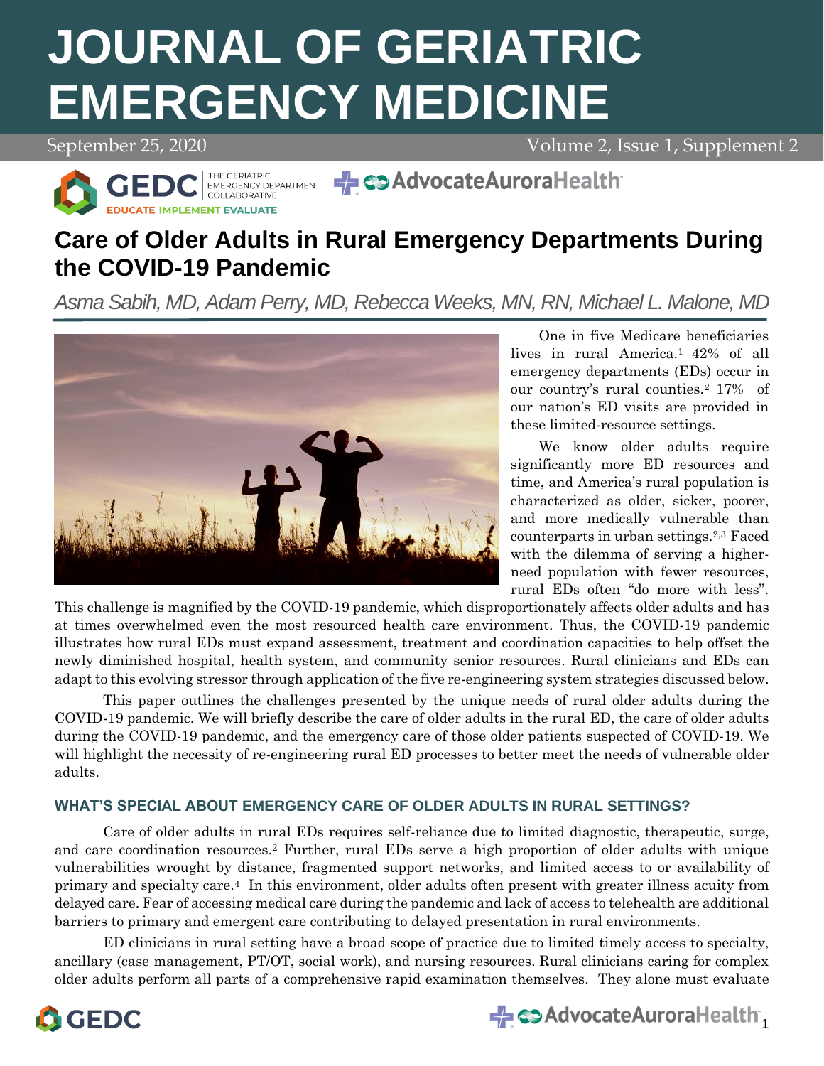# JOURNAL OF GERIATRIC EMERGENCY MEDICINE

September 25, 2020 Volume 2, Issue 1, Supplement 2

## Care of Older Adults in Rural Emergency Departments During the COVID-19 Pandemic

*Asma Sabih, MD, Adam Perry, MD, Rebecca Weeks, MN, RN, Michael L. Malone, MD*

One in five Medicare beneficiaries lives in rural America.[1] 42% of all emergency departments (EDs) occur in our country's rural counties.[2] 17% of our nation's ED visits are provided in these limited-resource settings.

We know older adults require significantly more ED resources and time, and America's rural population is characterized as older, sicker, poorer, and more medically vulnerable than counterparts in urban settings.[2,3] Faced with the dilemma of serving a higher-need population with fewer resources, rural EDs often "do more with less". This challenge is magnified by the COVID-19 pandemic, which disproportionately affects older adults and has at times overwhelmed even the most resourced health care environment. Thus, the COVID-19 pandemic illustrates how rural EDs must expand assessment, treatment and coordination capacities to help offset the newly diminished hospital, health system, and community senior resources. Rural clinicians and EDs can adapt to this evolving stressor through application of the five re-engineering system strategies discussed below.

This paper outlines the challenges presented by the unique needs of rural older adults during the COVID-19 pandemic. We will briefly describe the care of older adults in the rural ED, the care of older adults during the COVID-19 pandemic, and the emergency care of those older patients suspected of COVID-19. We will highlight the necessity of re-engineering rural ED processes to better meet the needs of vulnerable older adults.

### WHAT'S SPECIAL ABOUT EMERGENCY CARE OF OLDER ADULTS IN RURAL SETTINGS?

Care of older adults in rural EDs requires self-reliance due to limited diagnostic, therapeutic, surge, and care coordination resources.[2] Further, rural EDs serve a high proportion of older adults with unique vulnerabilities wrought by distance, fragmented support networks, and limited access to or availability of primary and specialty care.[4] In this environment, older adults often present with greater illness acuity from delayed care. Fear of accessing medical care during the pandemic and lack of access to telehealth are additional barriers to primary and emergent care contributing to delayed presentation in rural environments.

ED clinicians in rural setting have a broad scope of practice due to limited timely access to specialty, ancillary (case management, PT/OT, social work), and nursing resources. Rural clinicians caring for complex older adults perform all parts of a comprehensive rapid examination themselves. They alone must evaluate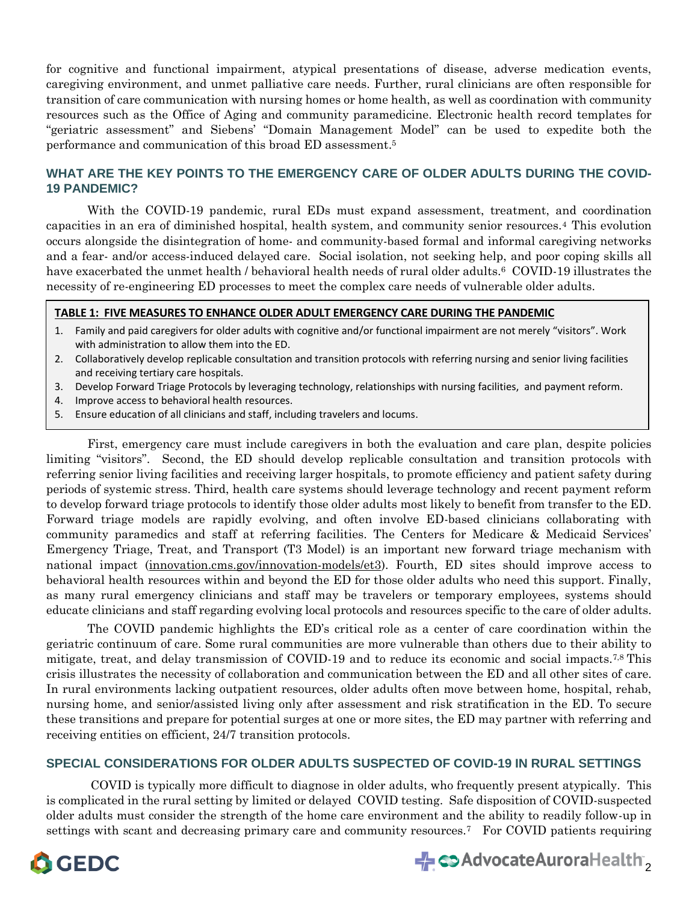for cognitive and functional impairment, atypical presentations of disease, adverse medication events, caregiving environment, and unmet palliative care needs. Further, rural clinicians are often responsible for transition of care communication with nursing homes or home health, as well as coordination with community resources such as the Office of Aging and community paramedicine. Electronic health record templates for "geriatric assessment" and Siebens' "Domain Management Model" can be used to expedite both the performance and communication of this broad ED assessment.[5]

## WHAT ARE THE KEY POINTS TO THE EMERGENCY CARE OF OLDER ADULTS DURING THE COVID-19 PANDEMIC?

With the COVID-19 pandemic, rural EDs must expand assessment, treatment, and coordination capacities in an era of diminished hospital, health system, and community senior resources.[4] This evolution occurs alongside the disintegration of home- and community-based formal and informal caregiving networks and a fear- and/or access-induced delayed care. Social isolation, not seeking help, and poor coping skills all have exacerbated the unmet health / behavioral health needs of rural older adults.[6] COVID-19 illustrates the necessity of re-engineering ED processes to meet the complex care needs of vulnerable older adults.

**TABLE 1: FIVE MEASURES TO ENHANCE OLDER ADULT EMERGENCY CARE DURING THE PANDEMIC**

1. Family and paid caregivers for older adults with cognitive and/or functional impairment are not merely "visitors". Work with administration to allow them into the ED.
2. Collaboratively develop replicable consultation and transition protocols with referring nursing and senior living facilities and receiving tertiary care hospitals.
3. Develop Forward Triage Protocols by leveraging technology, relationships with nursing facilities, and payment reform.
4. Improve access to behavioral health resources.
5. Ensure education of all clinicians and staff, including travelers and locums.

First, emergency care must include caregivers in both the evaluation and care plan, despite policies limiting "visitors". Second, the ED should develop replicable consultation and transition protocols with referring senior living facilities and receiving larger hospitals, to promote efficiency and patient safety during periods of systemic stress. Third, health care systems should leverage technology and recent payment reform to develop forward triage protocols to identify those older adults most likely to benefit from transfer to the ED. Forward triage models are rapidly evolving, and often involve ED-based clinicians collaborating with community paramedics and staff at referring facilities. The Centers for Medicare & Medicaid Services' Emergency Triage, Treat, and Transport (T3 Model) is an important new forward triage mechanism with national impact (innovation.cms.gov/innovation-models/et3). Fourth, ED sites should improve access to behavioral health resources within and beyond the ED for those older adults who need this support. Finally, as many rural emergency clinicians and staff may be travelers or temporary employees, systems should educate clinicians and staff regarding evolving local protocols and resources specific to the care of older adults.

The COVID pandemic highlights the ED's critical role as a center of care coordination within the geriatric continuum of care. Some rural communities are more vulnerable than others due to their ability to mitigate, treat, and delay transmission of COVID-19 and to reduce its economic and social impacts.[7,8] This crisis illustrates the necessity of collaboration and communication between the ED and all other sites of care. In rural environments lacking outpatient resources, older adults often move between home, hospital, rehab, nursing home, and senior/assisted living only after assessment and risk stratification in the ED. To secure these transitions and prepare for potential surges at one or more sites, the ED may partner with referring and receiving entities on efficient, 24/7 transition protocols.

## SPECIAL CONSIDERATIONS FOR OLDER ADULTS SUSPECTED OF COVID-19 IN RURAL SETTINGS

COVID is typically more difficult to diagnose in older adults, who frequently present atypically. This is complicated in the rural setting by limited or delayed COVID testing. Safe disposition of COVID-suspected older adults must consider the strength of the home care environment and the ability to readily follow-up in settings with scant and decreasing primary care and community resources.[7] For COVID patients requiring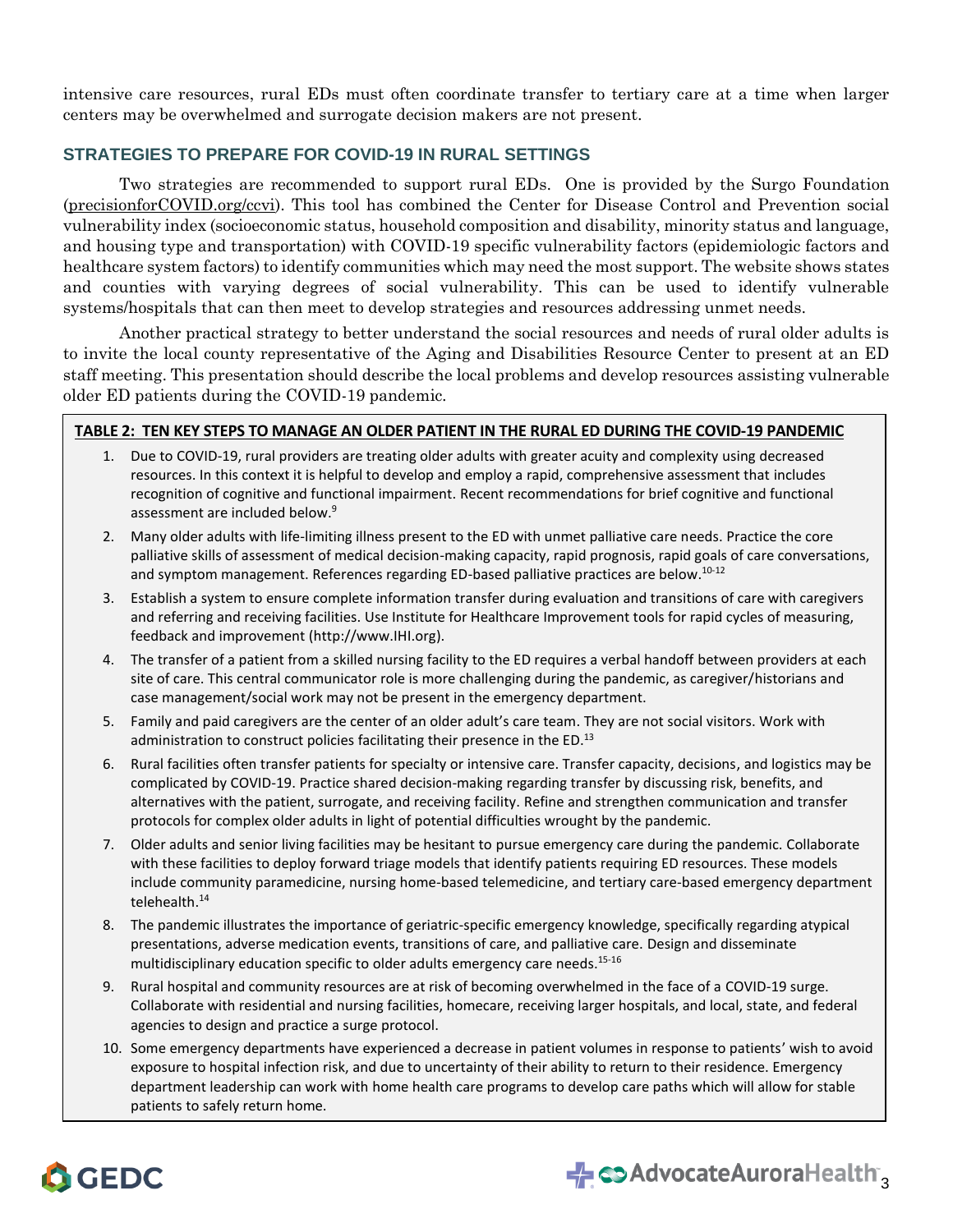intensive care resources, rural EDs must often coordinate transfer to tertiary care at a time when larger centers may be overwhelmed and surrogate decision makers are not present.

## STRATEGIES TO PREPARE FOR COVID-19 IN RURAL SETTINGS

Two strategies are recommended to support rural EDs. One is provided by the Surgo Foundation (precisionforCOVID.org/ccvi). This tool has combined the Center for Disease Control and Prevention social vulnerability index (socioeconomic status, household composition and disability, minority status and language, and housing type and transportation) with COVID-19 specific vulnerability factors (epidemiologic factors and healthcare system factors) to identify communities which may need the most support. The website shows states and counties with varying degrees of social vulnerability. This can be used to identify vulnerable systems/hospitals that can then meet to develop strategies and resources addressing unmet needs.

Another practical strategy to better understand the social resources and needs of rural older adults is to invite the local county representative of the Aging and Disabilities Resource Center to present at an ED staff meeting. This presentation should describe the local problems and develop resources assisting vulnerable older ED patients during the COVID-19 pandemic.

**TABLE 2: TEN KEY STEPS TO MANAGE AN OLDER PATIENT IN THE RURAL ED DURING THE COVID-19 PANDEMIC**

1. Due to COVID-19, rural providers are treating older adults with greater acuity and complexity using decreased resources. In this context it is helpful to develop and employ a rapid, comprehensive assessment that includes recognition of cognitive and functional impairment. Recent recommendations for brief cognitive and functional assessment are included below.[9]
2. Many older adults with life-limiting illness present to the ED with unmet palliative care needs. Practice the core palliative skills of assessment of medical decision-making capacity, rapid prognosis, rapid goals of care conversations, and symptom management. References regarding ED-based palliative practices are below.[10-12]
3. Establish a system to ensure complete information transfer during evaluation and transitions of care with caregivers and referring and receiving facilities. Use Institute for Healthcare Improvement tools for rapid cycles of measuring, feedback and improvement (http://www.IHI.org).
4. The transfer of a patient from a skilled nursing facility to the ED requires a verbal handoff between providers at each site of care. This central communicator role is more challenging during the pandemic, as caregiver/historians and case management/social work may not be present in the emergency department.
5. Family and paid caregivers are the center of an older adult's care team. They are not social visitors. Work with administration to construct policies facilitating their presence in the ED.[13]
6. Rural facilities often transfer patients for specialty or intensive care. Transfer capacity, decisions, and logistics may be complicated by COVID-19. Practice shared decision-making regarding transfer by discussing risk, benefits, and alternatives with the patient, surrogate, and receiving facility. Refine and strengthen communication and transfer protocols for complex older adults in light of potential difficulties wrought by the pandemic.
7. Older adults and senior living facilities may be hesitant to pursue emergency care during the pandemic. Collaborate with these facilities to deploy forward triage models that identify patients requiring ED resources. These models include community paramedicine, nursing home-based telemedicine, and tertiary care-based emergency department telehealth.[14]
8. The pandemic illustrates the importance of geriatric-specific emergency knowledge, specifically regarding atypical presentations, adverse medication events, transitions of care, and palliative care. Design and disseminate multidisciplinary education specific to older adults emergency care needs.[15-16]
9. Rural hospital and community resources are at risk of becoming overwhelmed in the face of a COVID-19 surge. Collaborate with residential and nursing facilities, homecare, receiving larger hospitals, and local, state, and federal agencies to design and practice a surge protocol.
10. Some emergency departments have experienced a decrease in patient volumes in response to patients' wish to avoid exposure to hospital infection risk, and due to uncertainty of their ability to return to their residence. Emergency department leadership can work with home health care programs to develop care paths which will allow for stable patients to safely return home.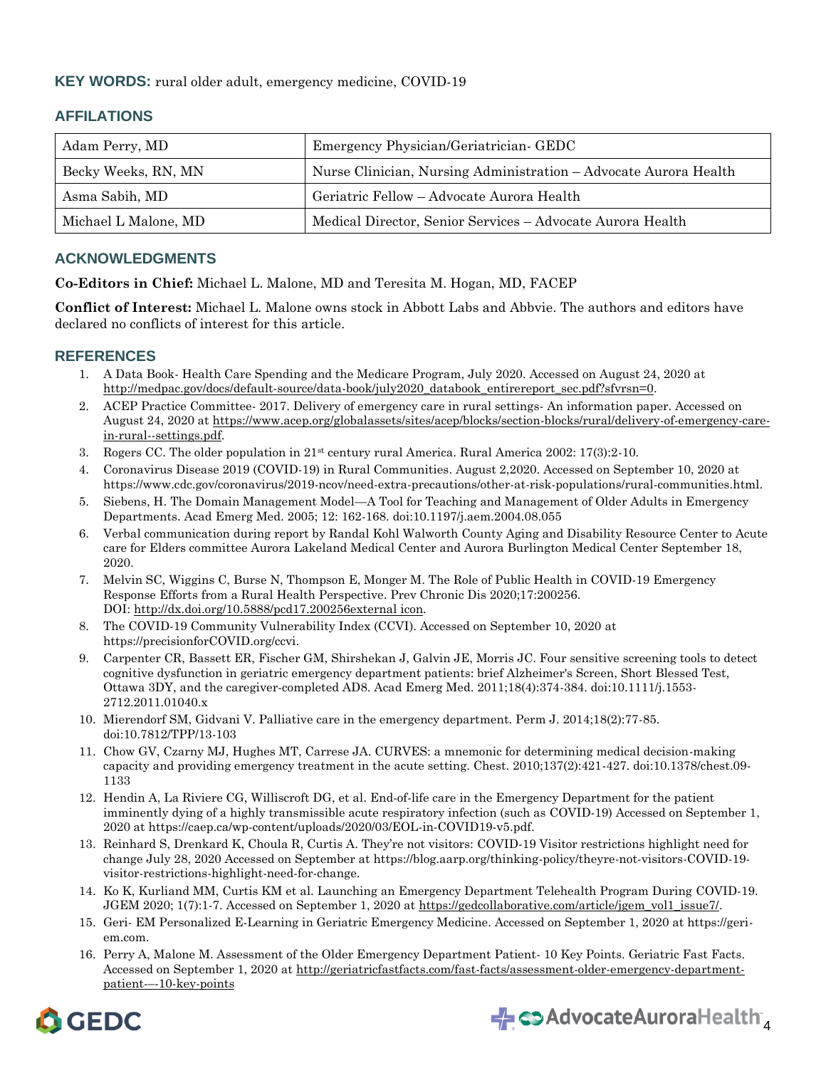**KEY WORDS:** rural older adult, emergency medicine, COVID-19

## AFFILATIONS

| | |
|---|---|
| Adam Perry, MD | Emergency Physician/Geriatrician- GEDC |
| Becky Weeks, RN, MN | Nurse Clinician, Nursing Administration – Advocate Aurora Health |
| Asma Sabih, MD | Geriatric Fellow – Advocate Aurora Health |
| Michael L Malone, MD | Medical Director, Senior Services – Advocate Aurora Health |

## ACKNOWLEDGMENTS

**Co-Editors in Chief:** Michael L. Malone, MD and Teresita M. Hogan, MD, FACEP

**Conflict of Interest:** Michael L. Malone owns stock in Abbott Labs and Abbvie. The authors and editors have declared no conflicts of interest for this article.

## REFERENCES

1. A Data Book- Health Care Spending and the Medicare Program, July 2020. Accessed on August 24, 2020 at http://medpac.gov/docs/default-source/data-book/july2020_databook_entirereport_sec.pdf?sfvrsn=0.
2. ACEP Practice Committee- 2017. Delivery of emergency care in rural settings- An information paper. Accessed on August 24, 2020 at https://www.acep.org/globalassets/sites/acep/blocks/section-blocks/rural/delivery-of-emergency-care-in-rural--settings.pdf.
3. Rogers CC. The older population in 21st century rural America. Rural America 2002: 17(3):2-10.
4. Coronavirus Disease 2019 (COVID-19) in Rural Communities. August 2,2020. Accessed on September 10, 2020 at https://www.cdc.gov/coronavirus/2019-ncov/need-extra-precautions/other-at-risk-populations/rural-communities.html.
5. Siebens, H. The Domain Management Model—A Tool for Teaching and Management of Older Adults in Emergency Departments. Acad Emerg Med. 2005; 12: 162-168. doi:10.1197/j.aem.2004.08.055
6. Verbal communication during report by Randal Kohl Walworth County Aging and Disability Resource Center to Acute care for Elders committee Aurora Lakeland Medical Center and Aurora Burlington Medical Center September 18, 2020.
7. Melvin SC, Wiggins C, Burse N, Thompson E, Monger M. The Role of Public Health in COVID-19 Emergency Response Efforts from a Rural Health Perspective. Prev Chronic Dis 2020;17:200256. DOI: http://dx.doi.org/10.5888/pcd17.200256external icon.
8. The COVID-19 Community Vulnerability Index (CCVI). Accessed on September 10, 2020 at https://precisionforCOVID.org/ccvi.
9. Carpenter CR, Bassett ER, Fischer GM, Shirshekan J, Galvin JE, Morris JC. Four sensitive screening tools to detect cognitive dysfunction in geriatric emergency department patients: brief Alzheimer's Screen, Short Blessed Test, Ottawa 3DY, and the caregiver-completed AD8. Acad Emerg Med. 2011;18(4):374-384. doi:10.1111/j.1553-2712.2011.01040.x
10. Mierendorf SM, Gidvani V. Palliative care in the emergency department. Perm J. 2014;18(2):77-85. doi:10.7812/TPP/13-103
11. Chow GV, Czarny MJ, Hughes MT, Carrese JA. CURVES: a mnemonic for determining medical decision-making capacity and providing emergency treatment in the acute setting. Chest. 2010;137(2):421-427. doi:10.1378/chest.09-1133
12. Hendin A, La Riviere CG, Williscroft DG, et al. End-of-life care in the Emergency Department for the patient imminently dying of a highly transmissible acute respiratory infection (such as COVID-19) Accessed on September 1, 2020 at https://caep.ca/wp-content/uploads/2020/03/EOL-in-COVID19-v5.pdf.
13. Reinhard S, Drenkard K, Choula R, Curtis A. They're not visitors: COVID-19 Visitor restrictions highlight need for change July 28, 2020 Accessed on September at https://blog.aarp.org/thinking-policy/theyre-not-visitors-COVID-19-visitor-restrictions-highlight-need-for-change.
14. Ko K, Kurliand MM, Curtis KM et al. Launching an Emergency Department Telehealth Program During COVID-19. JGEM 2020; 1(7):1-7. Accessed on September 1, 2020 at https://gedcollaborative.com/article/jgem_vol1_issue7/.
15. Geri- EM Personalized E-Learning in Geriatric Emergency Medicine. Accessed on September 1, 2020 at https://geri-em.com.
16. Perry A, Malone M. Assessment of the Older Emergency Department Patient- 10 Key Points. Geriatric Fast Facts. Accessed on September 1, 2020 at http://geriatricfastfacts.com/fast-facts/assessment-older-emergency-department-patient-—-10-key-points